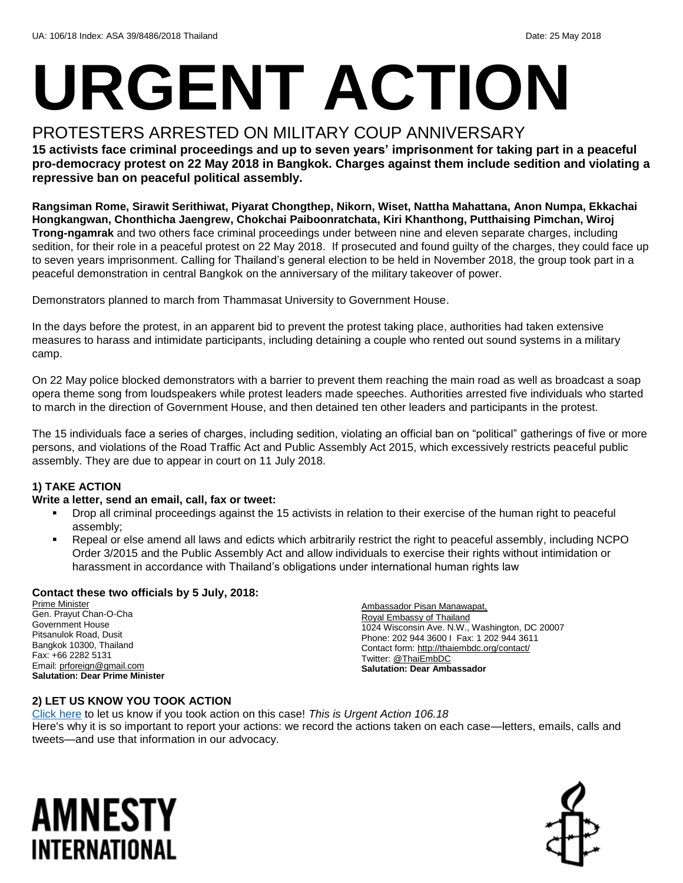UA: 106/18 Index: ASA 39/8486/2018 Thailand Date: 25 May 2018

# URGENT ACTION

## PROTESTERS ARRESTED ON MILITARY COUP ANNIVERSARY

**15 activists face criminal proceedings and up to seven years' imprisonment for taking part in a peaceful pro-democracy protest on 22 May 2018 in Bangkok. Charges against them include sedition and violating a repressive ban on peaceful political assembly.**

**Rangsiman Rome, Sirawit Serithiwat, Piyarat Chongthep, Nikorn, Wiset, Nattha Mahattana, Anon Numpa, Ekkachai Hongkangwan, Chonthicha Jaengrew, Chokchai Paiboonratchata, Kiri Khanthong, Putthaising Pimchan, Wiroj Trong-ngamrak** and two others face criminal proceedings under between nine and eleven separate charges, including sedition, for their role in a peaceful protest on 22 May 2018. If prosecuted and found guilty of the charges, they could face up to seven years imprisonment. Calling for Thailand's general election to be held in November 2018, the group took part in a peaceful demonstration in central Bangkok on the anniversary of the military takeover of power.

Demonstrators planned to march from Thammasat University to Government House.

In the days before the protest, in an apparent bid to prevent the protest taking place, authorities had taken extensive measures to harass and intimidate participants, including detaining a couple who rented out sound systems in a military camp.

On 22 May police blocked demonstrators with a barrier to prevent them reaching the main road as well as broadcast a soap opera theme song from loudspeakers while protest leaders made speeches. Authorities arrested five individuals who started to march in the direction of Government House, and then detained ten other leaders and participants in the protest.

The 15 individuals face a series of charges, including sedition, violating an official ban on "political" gatherings of five or more persons, and violations of the Road Traffic Act and Public Assembly Act 2015, which excessively restricts peaceful public assembly. They are due to appear in court on 11 July 2018.

### 1) TAKE ACTION

**Write a letter, send an email, call, fax or tweet:**

- Drop all criminal proceedings against the 15 activists in relation to their exercise of the human right to peaceful assembly;
- Repeal or else amend all laws and edicts which arbitrarily restrict the right to peaceful assembly, including NCPO Order 3/2015 and the Public Assembly Act and allow individuals to exercise their rights without intimidation or harassment in accordance with Thailand's obligations under international human rights law

**Contact these two officials by 5 July, 2018:**

Prime Minister
Gen. Prayut Chan-O-Cha
Government House
Pitsanulok Road, Dusit
Bangkok 10300, Thailand
Fax: +66 2282 5131
Email: prforeign@gmail.com
**Salutation: Dear Prime Minister**

Ambassador Pisan Manawapat,
Royal Embassy of Thailand
1024 Wisconsin Ave. N.W., Washington, DC 20007
Phone: 202 944 3600 I Fax: 1 202 944 3611
Contact form: http://thaiembdc.org/contact/
Twitter: @ThaiEmbDC
**Salutation: Dear Ambassador**

### 2) LET US KNOW YOU TOOK ACTION

Click here to let us know if you took action on this case! *This is Urgent Action 106.18*
Here's why it is so important to report your actions: we record the actions taken on each case—letters, emails, calls and tweets—and use that information in our advocacy.

AMNESTY INTERNATIONAL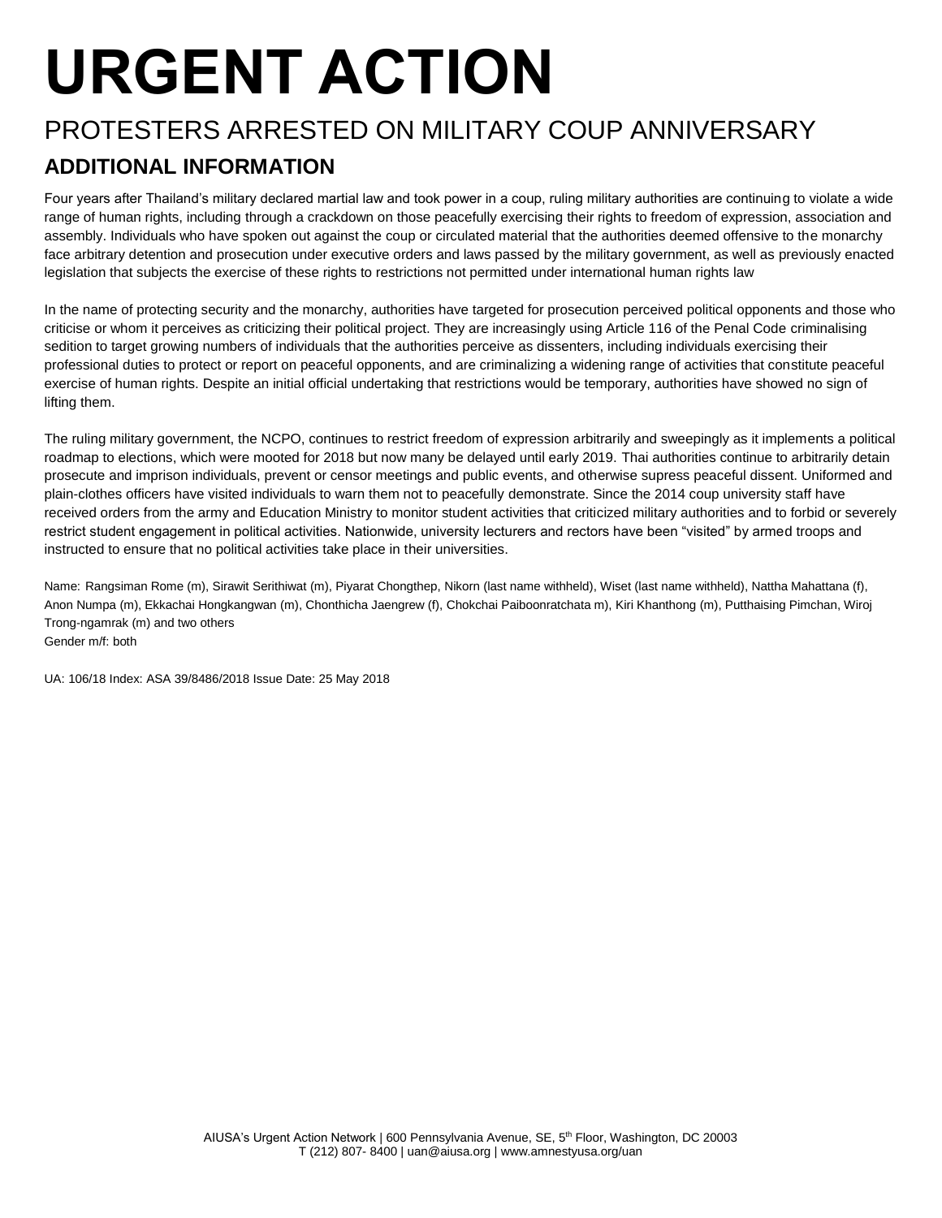# URGENT ACTION

## PROTESTERS ARRESTED ON MILITARY COUP ANNIVERSARY

### ADDITIONAL INFORMATION

Four years after Thailand's military declared martial law and took power in a coup, ruling military authorities are continuing to violate a wide range of human rights, including through a crackdown on those peacefully exercising their rights to freedom of expression, association and assembly. Individuals who have spoken out against the coup or circulated material that the authorities deemed offensive to the monarchy face arbitrary detention and prosecution under executive orders and laws passed by the military government, as well as previously enacted legislation that subjects the exercise of these rights to restrictions not permitted under international human rights law

In the name of protecting security and the monarchy, authorities have targeted for prosecution perceived political opponents and those who criticise or whom it perceives as criticizing their political project. They are increasingly using Article 116 of the Penal Code criminalising sedition to target growing numbers of individuals that the authorities perceive as dissenters, including individuals exercising their professional duties to protect or report on peaceful opponents, and are criminalizing a widening range of activities that constitute peaceful exercise of human rights. Despite an initial official undertaking that restrictions would be temporary, authorities have showed no sign of lifting them.

The ruling military government, the NCPO, continues to restrict freedom of expression arbitrarily and sweepingly as it implements a political roadmap to elections, which were mooted for 2018 but now many be delayed until early 2019. Thai authorities continue to arbitrarily detain prosecute and imprison individuals, prevent or censor meetings and public events, and otherwise supress peaceful dissent. Uniformed and plain-clothes officers have visited individuals to warn them not to peacefully demonstrate. Since the 2014 coup university staff have received orders from the army and Education Ministry to monitor student activities that criticized military authorities and to forbid or severely restrict student engagement in political activities. Nationwide, university lecturers and rectors have been "visited" by armed troops and instructed to ensure that no political activities take place in their universities.

Name: Rangsiman Rome (m), Sirawit Serithiwat (m), Piyarat Chongthep, Nikorn (last name withheld), Wiset (last name withheld), Nattha Mahattana (f), Anon Numpa (m), Ekkachai Hongkangwan (m), Chonthicha Jaengrew (f), Chokchai Paiboonratchata m), Kiri Khanthong (m), Putthaising Pimchan, Wiroj Trong-ngamrak (m) and two others
Gender m/f: both

UA: 106/18 Index: ASA 39/8486/2018 Issue Date: 25 May 2018

AIUSA's Urgent Action Network | 600 Pennsylvania Avenue, SE, 5th Floor, Washington, DC 20003
T (212) 807- 8400 | uan@aiusa.org | www.amnestyusa.org/uan